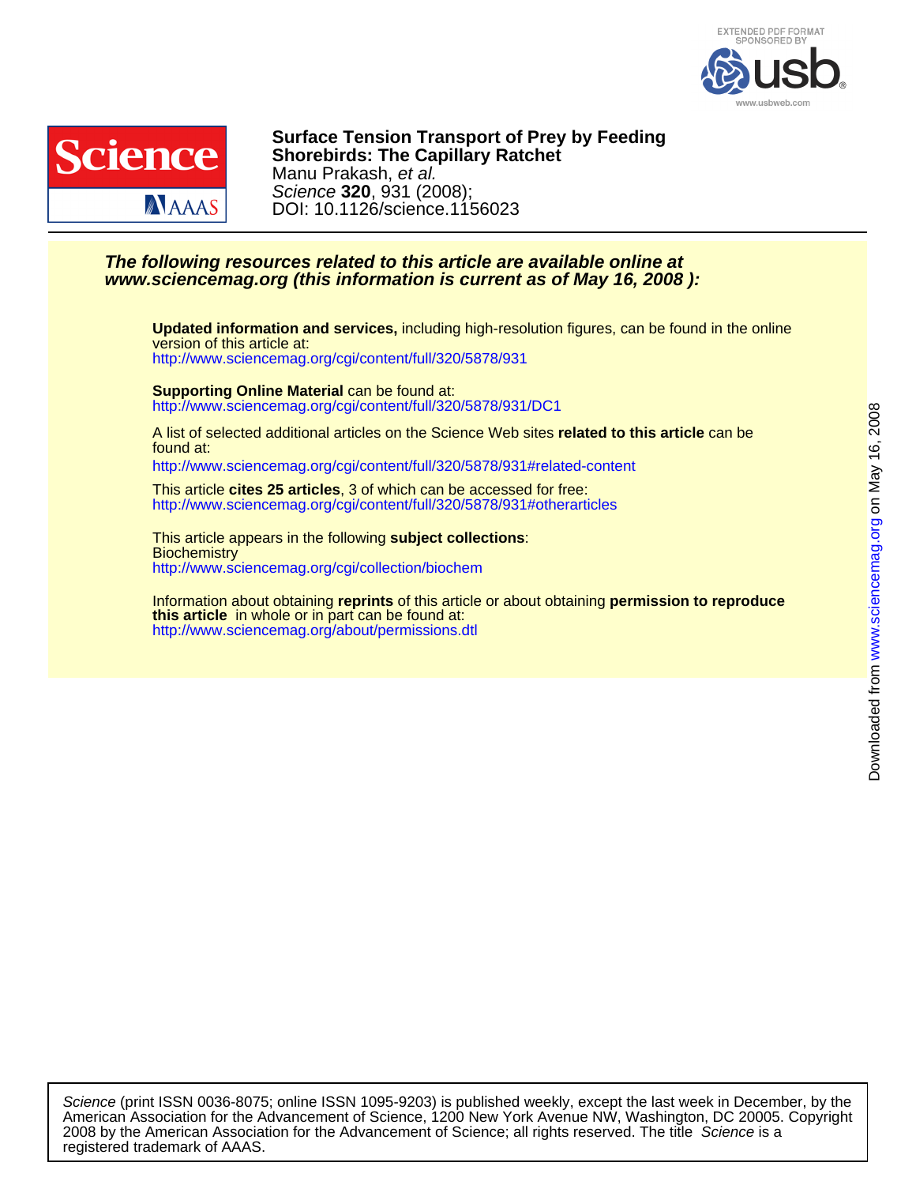EXTENDED PDF FORMAT
SPONSORED BY usb
www.usbweb.com

**Science** AAAS

# Surface Tension Transport of Prey by Feeding Shorebirds: The Capillary Ratchet

Manu Prakash, *et al.*

*Science* **320**, 931 (2008);

DOI: 10.1126/science.1156023

***The following resources related to this article are available online at www.sciencemag.org (this information is current as of May 16, 2008 ):***

**Updated information and services,** including high-resolution figures, can be found in the online version of this article at:
http://www.sciencemag.org/cgi/content/full/320/5878/931

**Supporting Online Material** can be found at:
http://www.sciencemag.org/cgi/content/full/320/5878/931/DC1

A list of selected additional articles on the Science Web sites **related to this article** can be found at:
http://www.sciencemag.org/cgi/content/full/320/5878/931#related-content

This article **cites 25 articles**, 3 of which can be accessed for free:
http://www.sciencemag.org/cgi/content/full/320/5878/931#otherarticles

This article appears in the following **subject collections**:
Biochemistry
http://www.sciencemag.org/cgi/collection/biochem

Information about obtaining **reprints** of this article or about obtaining **permission to reproduce this article** in whole or in part can be found at:
http://www.sciencemag.org/about/permissions.dtl

Downloaded from www.sciencemag.org on May 16, 2008

*Science* (print ISSN 0036-8075; online ISSN 1095-9203) is published weekly, except the last week in December, by the American Association for the Advancement of Science, 1200 New York Avenue NW, Washington, DC 20005. Copyright 2008 by the American Association for the Advancement of Science; all rights reserved. The title *Science* is a registered trademark of AAAS.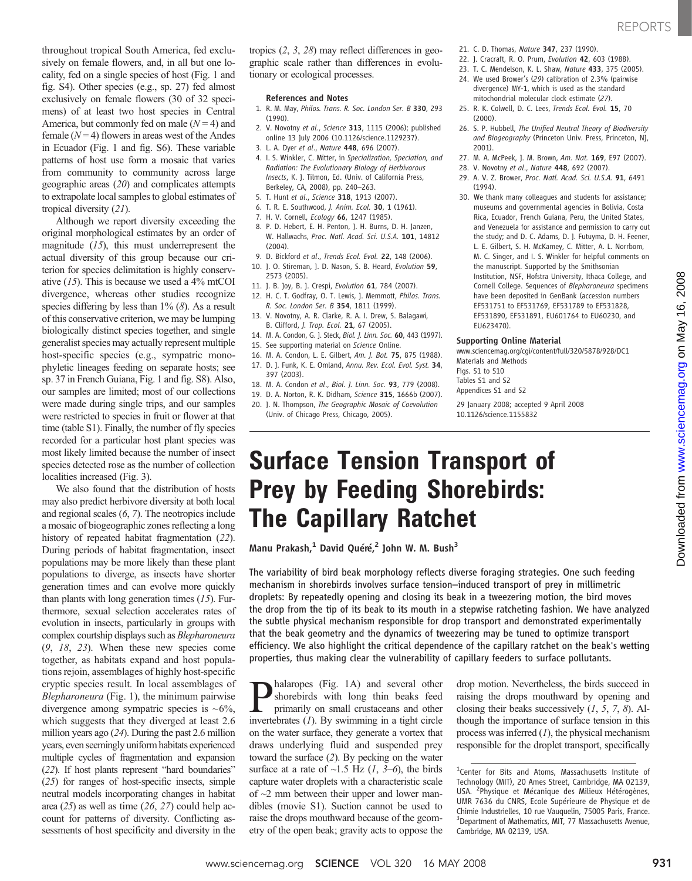throughout tropical South America, fed exclusively on female flowers, and, in all but one locality, fed on a single species of host (Fig. 1 and fig. S4). Other species (e.g., sp. 27) fed almost exclusively on female flowers (30 of 32 specimens) of at least two host species in Central America, but commonly fed on male ($N = 4$) and female ($N = 4$) flowers in areas west of the Andes in Ecuador (Fig. 1 and fig. S6). These variable patterns of host use form a mosaic that varies from community to community across large geographic areas (*20*) and complicates attempts to extrapolate local samples to global estimates of tropical diversity (*21*).

Although we report diversity exceeding the original morphological estimates by an order of magnitude (*15*), this must underrepresent the actual diversity of this group because our criterion for species delimitation is highly conservative (*15*). This is because we used a 4% mtCOI divergence, whereas other studies recognize species differing by less than 1% (*8*). As a result of this conservative criterion, we may be lumping biologically distinct species together, and single generalist species may actually represent multiple host-specific species (e.g., sympatric monophyletic lineages feeding on separate hosts; see sp. 37 in French Guiana, Fig. 1 and fig. S8). Also, our samples are limited; most of our collections were made during single trips, and our samples were restricted to species in fruit or flower at that time (table S1). Finally, the number of fly species recorded for a particular host plant species was most likely limited because the number of insect species detected rose as the number of collection localities increased (Fig. 3).

We also found that the distribution of hosts may also predict herbivore diversity at both local and regional scales (*6*, *7*). The neotropics include a mosaic of biogeographic zones reflecting a long history of repeated habitat fragmentation (*22*). During periods of habitat fragmentation, insect populations may be more likely than these plant populations to diverge, as insects have shorter generation times and can evolve more quickly than plants with long generation times (*15*). Furthermore, sexual selection accelerates rates of evolution in insects, particularly in groups with complex courtship displays such as *Blepharoneura* (*9*, *18*, *23*). When these new species come together, as habitats expand and host populations rejoin, assemblages of highly host-specific cryptic species result. In local assemblages of *Blepharoneura* (Fig. 1), the minimum pairwise divergence among sympatric species is ~6%, which suggests that they diverged at least 2.6 million years ago (*24*). During the past 2.6 million years, even seemingly uniform habitats experienced multiple cycles of fragmentation and expansion (*22*). If host plants represent "hard boundaries" (*25*) for ranges of host-specific insects, simple neutral models incorporating changes in habitat area (*25*) as well as time (*26*, *27*) could help account for patterns of diversity. Conflicting assessments of host specificity and diversity in the tropics (*2*, *3*, *28*) may reflect differences in geographic scale rather than differences in evolutionary or ecological processes.

### References and Notes

1. R. M. May, *Philos. Trans. R. Soc. London Ser. B* **330**, 293 (1990).
2. V. Novotny *et al.*, *Science* **313**, 1115 (2006); published online 13 July 2006 (10.1126/science.1129237).
3. L. A. Dyer *et al.*, *Nature* **448**, 696 (2007).
4. I. S. Winkler, C. Mitter, in *Specialization, Speciation, and Radiation: The Evolutionary Biology of Herbivorous Insects*, K. J. Tilmon, Ed. (Univ. of California Press, Berkeley, CA, 2008), pp. 240–263.
5. T. Hunt *et al.*, *Science* **318**, 1913 (2007).
6. T. R. E. Southwood, *J. Anim. Ecol.* **30**, 1 (1961).
7. H. V. Cornell, *Ecology* **66**, 1247 (1985).
8. P. D. Hebert, E. H. Penton, J. H. Burns, D. H. Janzen, W. Hallwachs, *Proc. Natl. Acad. Sci. U.S.A.* **101**, 14812 (2004).
9. D. Bickford *et al.*, *Trends Ecol. Evol.* **22**, 148 (2006).
10. J. O. Stireman, J. D. Nason, S. B. Heard, *Evolution* **59**, 2573 (2005).
11. J. B. Joy, B. J. Crespi, *Evolution* **61**, 784 (2007).
12. H. C. T. Godfray, O. T. Lewis, J. Memmott, *Philos. Trans. R. Soc. London Ser. B* **354**, 1811 (1999).
13. V. Novotny, A. R. Clarke, R. A. I. Drew, S. Balagawi, B. Clifford, *J. Trop. Ecol.* **21**, 67 (2005).
14. M. A. Condon, G. J. Steck, *Biol. J. Linn. Soc.* **60**, 443 (1997).
15. See supporting material on *Science* Online.
16. M. A. Condon, L. E. Gilbert, *Am. J. Bot.* **75**, 875 (1988).
17. D. J. Funk, K. E. Omland, *Annu. Rev. Ecol. Evol. Syst.* **34**, 397 (2003).
18. M. A. Condon *et al.*, *Biol. J. Linn. Soc.* **93**, 779 (2008).
19. D. A. Norton, R. K. Didham, *Science* **315**, 1666b (2007).
20. J. N. Thompson, *The Geographic Mosaic of Coevolution* (Univ. of Chicago Press, Chicago, 2005).
21. C. D. Thomas, *Nature* **347**, 237 (1990).
22. J. Cracraft, R. O. Prum, *Evolution* **42**, 603 (1988).
23. T. C. Mendelson, K. L. Shaw, *Nature* **433**, 375 (2005).
24. We used Brower's (*29*) calibration of 2.3% (pairwise divergence) MY-1, which is used as the standard mitochondrial molecular clock estimate (*27*).
25. R. K. Colwell, D. C. Lees, *Trends Ecol. Evol.* **15**, 70 (2000).
26. S. P. Hubbell, *The Unified Neutral Theory of Biodiversity and Biogeography* (Princeton Univ. Press, Princeton, NJ, 2001).
27. M. A. McPeek, J. M. Brown, *Am. Nat.* **169**, E97 (2007).
28. V. Novotny *et al.*, *Nature* **448**, 692 (2007).
29. A. V. Z. Brower, *Proc. Natl. Acad. Sci. U.S.A.* **91**, 6491 (1994).
30. We thank many colleagues and students for assistance; museums and governmental agencies in Bolivia, Costa Rica, Ecuador, French Guiana, Peru, the United States, and Venezuela for assistance and permission to carry out the study; and D. C. Adams, D. J. Futuyma, D. H. Feener, L. E. Gilbert, S. H. McKamey, C. Mitter, A. L. Norrbom, M. C. Singer, and I. S. Winkler for helpful comments on the manuscript. Supported by the Smithsonian Institution, NSF, Hofstra University, Ithaca College, and Cornell College. Sequences of *Blepharoneura* specimens have been deposited in GenBank (accession numbers EF531751 to EF531769, EF531789 to EF531828, EF531890, EF531891, EU601764 to EU60230, and EU623470).

### Supporting Online Material

www.sciencemag.org/cgi/content/full/320/5878/928/DC1
Materials and Methods
Figs. S1 to S10
Tables S1 and S2
Appendices S1 and S2

29 January 2008; accepted 9 April 2008
10.1126/science.1155832

# Surface Tension Transport of Prey by Feeding Shorebirds: The Capillary Ratchet

**Manu Prakash,[1] David Quéré,[2] John W. M. Bush[3]**

**The variability of bird beak morphology reflects diverse foraging strategies. One such feeding mechanism in shorebirds involves surface tension–induced transport of prey in millimetric droplets: By repeatedly opening and closing its beak in a tweezering motion, the bird moves the drop from the tip of its beak to its mouth in a stepwise ratcheting fashion. We have analyzed the subtle physical mechanism responsible for drop transport and demonstrated experimentally that the beak geometry and the dynamics of tweezering may be tuned to optimize transport efficiency. We also highlight the critical dependence of the capillary ratchet on the beak's wetting properties, thus making clear the vulnerability of capillary feeders to surface pollutants.**

Phalaropes (Fig. 1A) and several other shorebirds with long thin beaks feed primarily on small crustaceans and other invertebrates (*1*). By swimming in a tight circle on the water surface, they generate a vortex that draws underlying fluid and suspended prey toward the surface (*2*). By pecking on the water surface at a rate of ~1.5 Hz (*1*, *3*–*6*), the birds capture water droplets with a characteristic scale of ~2 mm between their upper and lower mandibles (movie S1). Suction cannot be used to raise the drops mouthward because of the geometry of the open beak; gravity acts to oppose the drop motion. Nevertheless, the birds succeed in raising the drops mouthward by opening and closing their beaks successively (*1*, *5*, *7*, *8*). Although the importance of surface tension in this process was inferred (*1*), the physical mechanism responsible for the droplet transport, specifically

[1]Center for Bits and Atoms, Massachusetts Institute of Technology (MIT), 20 Ames Street, Cambridge, MA 02139, USA. [2]Physique et Mécanique des Milieux Hétérogènes, UMR 7636 du CNRS, Ecole Supérieure de Physique et de Chimie Industrielles, 10 rue Vauquelin, 75005 Paris, France. [3]Department of Mathematics, MIT, 77 Massachusetts Avenue, Cambridge, MA 02139, USA.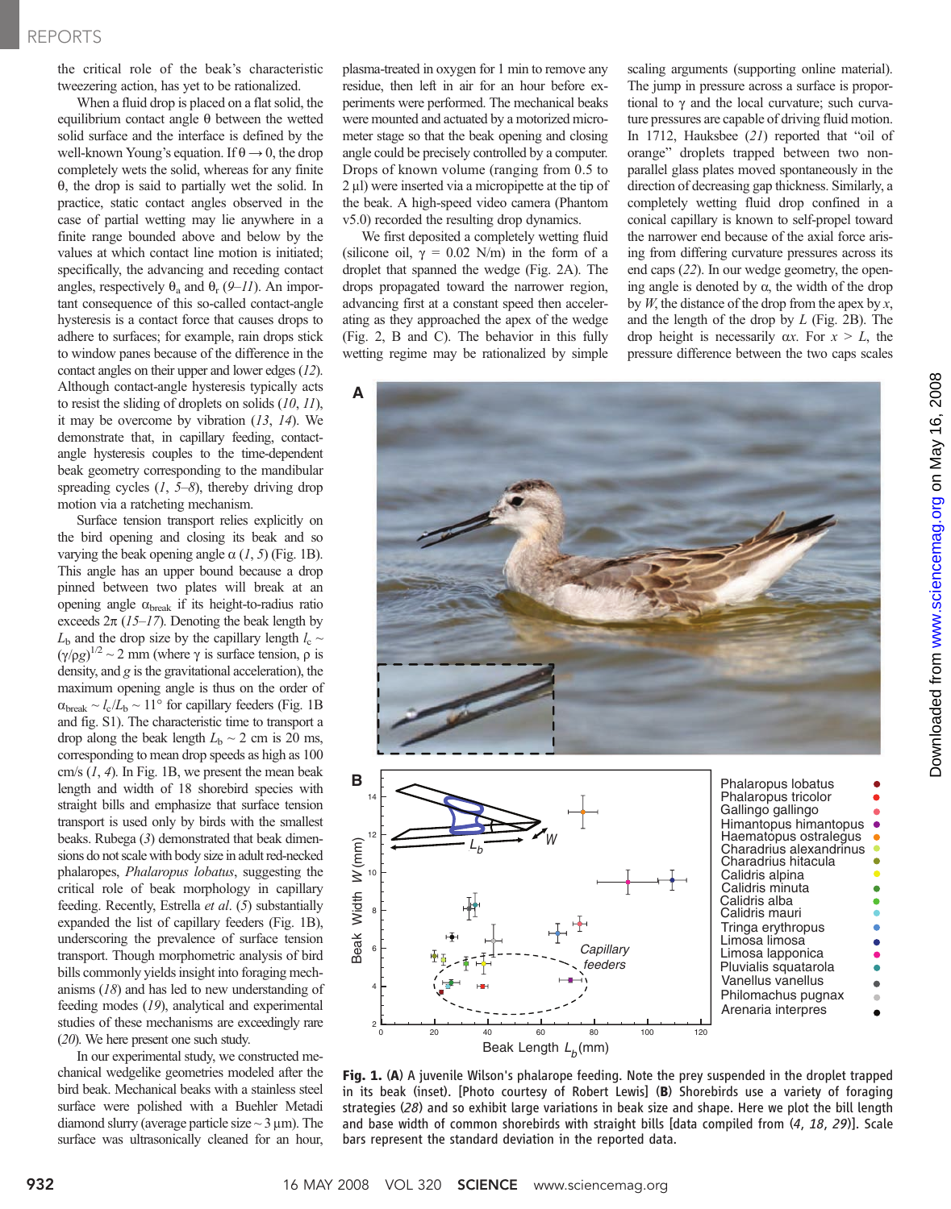the critical role of the beak's characteristic tweezering action, has yet to be rationalized.

When a fluid drop is placed on a flat solid, the equilibrium contact angle θ between the wetted solid surface and the interface is defined by the well-known Young's equation. If $\theta \rightarrow 0$, the drop completely wets the solid, whereas for any finite θ, the drop is said to partially wet the solid. In practice, static contact angles observed in the case of partial wetting may lie anywhere in a finite range bounded above and below by the values at which contact line motion is initiated; specifically, the advancing and receding contact angles, respectively $\theta_a$ and $\theta_r$ (*9*–*11*). An important consequence of this so-called contact-angle hysteresis is a contact force that causes drops to adhere to surfaces; for example, rain drops stick to window panes because of the difference in the contact angles on their upper and lower edges (*12*). Although contact-angle hysteresis typically acts to resist the sliding of droplets on solids (*10*, *11*), it may be overcome by vibration (*13*, *14*). We demonstrate that, in capillary feeding, contact-angle hysteresis couples to the time-dependent beak geometry corresponding to the mandibular spreading cycles (*1*, *5*–*8*), thereby driving drop motion via a ratcheting mechanism.

Surface tension transport relies explicitly on the bird opening and closing its beak and so varying the beak opening angle α (*1*, *5*) (Fig. 1B). This angle has an upper bound because a drop pinned between two plates will break at an opening angle $\alpha_{break}$ if its height-to-radius ratio exceeds 2π (*15*–*17*). Denoting the beak length by $L_b$ and the drop size by the capillary length $l_c \sim (\gamma/\rho g)^{1/2} \sim 2$ mm (where γ is surface tension, ρ is density, and *g* is the gravitational acceleration), the maximum opening angle is thus on the order of $\alpha_{break} \sim l_c/L_b \sim 11°$ for capillary feeders (Fig. 1B and fig. S1). The characteristic time to transport a drop along the beak length $L_b \sim 2$ cm is 20 ms, corresponding to mean drop speeds as high as 100 cm/s (*1*, *4*). In Fig. 1B, we present the mean beak length and width of 18 shorebird species with straight bills and emphasize that surface tension transport is used only by birds with the smallest beaks. Rubega (*3*) demonstrated that beak dimensions do not scale with body size in adult red-necked phalaropes, *Phalaropus lobatus*, suggesting the critical role of beak morphology in capillary feeding. Recently, Estrella *et al.* (*5*) substantially expanded the list of capillary feeders (Fig. 1B), underscoring the prevalence of surface tension transport. Though morphometric analysis of bird bills commonly yields insight into foraging mechanisms (*18*) and has led to new understanding of feeding modes (*19*), analytical and experimental studies of these mechanisms are exceedingly rare (*20*). We here present one such study.

In our experimental study, we constructed mechanical wedgelike geometries modeled after the bird beak. Mechanical beaks with a stainless steel surface were polished with a Buehler Metadi diamond slurry (average particle size ~ 3 μm). The surface was ultrasonically cleaned for an hour, plasma-treated in oxygen for 1 min to remove any residue, then left in air for an hour before experiments were performed. The mechanical beaks were mounted and actuated by a motorized micrometer stage so that the beak opening and closing angle could be precisely controlled by a computer. Drops of known volume (ranging from 0.5 to 2 μl) were inserted via a micropipette at the tip of the beak. A high-speed video camera (Phantom v5.0) recorded the resulting drop dynamics.

We first deposited a completely wetting fluid (silicone oil, γ = 0.02 N/m) in the form of a droplet that spanned the wedge (Fig. 2A). The drops propagated toward the narrower region, advancing first at a constant speed then accelerating as they approached the apex of the wedge (Fig. 2, B and C). The behavior in this fully wetting regime may be rationalized by simple scaling arguments (supporting online material). The jump in pressure across a surface is proportional to γ and the local curvature; such curvature pressures are capable of driving fluid motion. In 1712, Hauksbee (*21*) reported that "oil of orange" droplets trapped between two nonparallel glass plates moved spontaneously in the direction of decreasing gap thickness. Similarly, a completely wetting fluid drop confined in a conical capillary is known to self-propel toward the narrower end because of the axial force arising from differing curvature pressures across its end caps (*22*). In our wedge geometry, the opening angle is denoted by α, the width of the drop by *W*, the distance of the drop from the apex by *x*, and the length of the drop by *L* (Fig. 2B). The drop height is necessarily α*x*. For $x > L$, the pressure difference between the two caps scales

**Fig. 1.** (**A**) A juvenile Wilson's phalarope feeding. Note the prey suspended in the droplet trapped in its beak (inset). [Photo courtesy of Robert Lewis] (**B**) Shorebirds use a variety of foraging strategies (*28*) and so exhibit large variations in beak size and shape. Here we plot the bill length and base width of common shorebirds with straight bills [data compiled from (*4*, *18*, *29*)]. Scale bars represent the standard deviation in the reported data.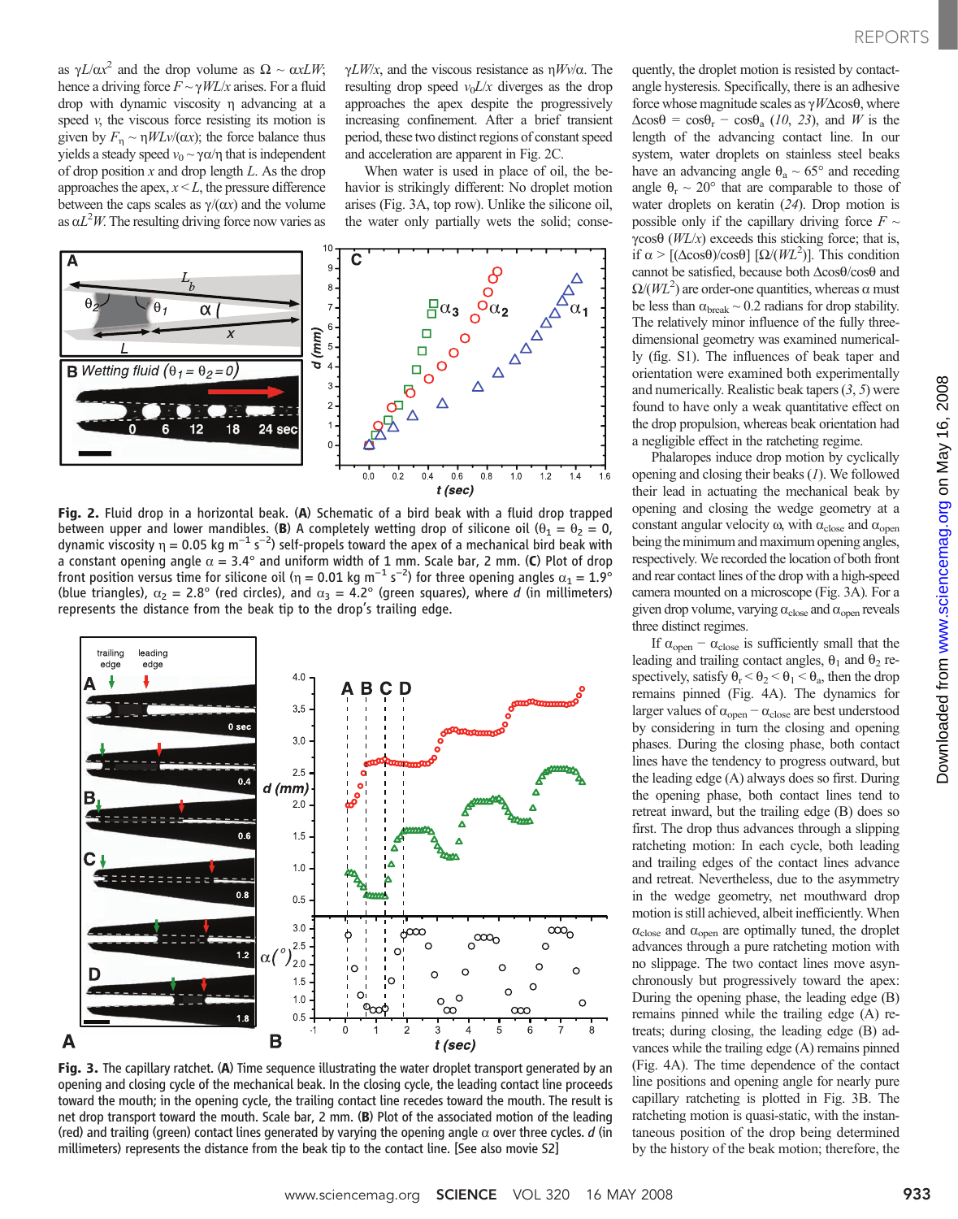as $\gamma L/\alpha x^2$ and the drop volume as $\Omega \sim \alpha x L W$; hence a driving force $F \sim \gamma W L/x$ arises. For a fluid drop with dynamic viscosity $\eta$ advancing at a speed $v$, the viscous force resisting its motion is given by $F_\eta \sim \eta W L v/(\alpha x)$; the force balance thus yields a steady speed $v_0 \sim \gamma\alpha/\eta$ that is independent of drop position $x$ and drop length $L$. As the drop approaches the apex, $x < L$, the pressure difference between the caps scales as $\gamma/(\alpha x)$ and the volume as $\alpha L^2 W$. The resulting driving force now varies as $\gamma L W/x$, and the viscous resistance as $\eta W v/\alpha$. The resulting drop speed $v_0 L/x$ diverges as the drop approaches the apex despite the progressively increasing confinement. After a brief transient period, these two distinct regions of constant speed and acceleration are apparent in Fig. 2C.

When water is used in place of oil, the behavior is strikingly different: No droplet motion arises (Fig. 3A, top row). Unlike the silicone oil, the water only partially wets the solid; consequently, the droplet motion is resisted by contact-angle hysteresis. Specifically, there is an adhesive force whose magnitude scales as $\gamma W \Delta\cos\theta$, where $\Delta\cos\theta = \cos\theta_r - \cos\theta_a$ (*10*, *23*), and $W$ is the length of the advancing contact line. In our system, water droplets on stainless steel beaks have an advancing angle $\theta_a \sim 65°$ and receding angle $\theta_r \sim 20°$ that are comparable to those of water droplets on keratin (*24*). Drop motion is possible only if the capillary driving force $F \sim \gamma\cos\theta\,(WL/x)$ exceeds this sticking force; that is, if $\alpha > [(\Delta\cos\theta)/\cos\theta]\,[\Omega/(WL^2)]$. This condition cannot be satisfied, because both $\Delta\cos\theta/\cos\theta$ and $\Omega/(WL^2)$ are order-one quantities, whereas $\alpha$ must be less than $\alpha_{break} \sim 0.2$ radians for drop stability. The relatively minor influence of the fully three-dimensional geometry was examined numerically (fig. S1). The influences of beak taper and orientation were examined both experimentally and numerically. Realistic beak tapers (*3*, *5*) were found to have only a weak quantitative effect on the drop propulsion, whereas beak orientation had a negligible effect in the ratcheting regime.

Phalaropes induce drop motion by cyclically opening and closing their beaks (*1*). We followed their lead in actuating the mechanical beak by opening and closing the wedge geometry at a constant angular velocity $\omega$, with $\alpha_{close}$ and $\alpha_{open}$ being the minimum and maximum opening angles, respectively. We recorded the location of both front and rear contact lines of the drop with a high-speed camera mounted on a microscope (Fig. 3A). For a given drop volume, varying $\alpha_{close}$ and $\alpha_{open}$ reveals three distinct regimes.

If $\alpha_{open} - \alpha_{close}$ is sufficiently small that the leading and trailing contact angles, $\theta_1$ and $\theta_2$ respectively, satisfy $\theta_r < \theta_2 < \theta_1 < \theta_a$, then the drop remains pinned (Fig. 4A). The dynamics for larger values of $\alpha_{open} - \alpha_{close}$ are best understood by considering in turn the closing and opening phases. During the closing phase, both contact lines have the tendency to progress outward, but the leading edge (A) always does so first. During the opening phase, both contact lines tend to retreat inward, but the trailing edge (B) does so first. The drop thus advances through a slipping ratcheting motion: In each cycle, both leading and trailing edges of the contact lines advance and retreat. Nevertheless, due to the asymmetry in the wedge geometry, net mouthward drop motion is still achieved, albeit inefficiently. When $\alpha_{close}$ and $\alpha_{open}$ are optimally tuned, the droplet advances through a pure ratcheting motion with no slippage. The two contact lines move asynchronously but progressively toward the apex: During the opening phase, the leading edge (B) remains pinned while the trailing edge (A) retreats; during closing, the leading edge (B) advances while the trailing edge (A) remains pinned (Fig. 4A). The time dependence of the contact line positions and opening angle for nearly pure capillary ratcheting motion is plotted in Fig. 3B. The ratcheting motion is quasi-static, with the instantaneous position of the drop being determined by the history of the beak motion; therefore, the

**Fig. 2.** Fluid drop in a horizontal beak. (**A**) Schematic of a bird beak with a fluid drop trapped between upper and lower mandibles. (**B**) A completely wetting drop of silicone oil ($\theta_1 = \theta_2 = 0$, dynamic viscosity $\eta = 0.05$ kg m$^{-1}$ s$^{-2}$) self-propels toward the apex of a mechanical bird beak with a constant opening angle $\alpha = 3.4°$ and uniform width of 1 mm. Scale bar, 2 mm. (**C**) Plot of drop front position versus time for silicone oil ($\eta = 0.01$ kg m$^{-1}$ s$^{-2}$) for three opening angles $\alpha_1 = 1.9°$ (blue triangles), $\alpha_2 = 2.8°$ (red circles), and $\alpha_3 = 4.2°$ (green squares), where $d$ (in millimeters) represents the distance from the beak tip to the drop's trailing edge.

**Fig. 3.** The capillary ratchet. (**A**) Time sequence illustrating the water droplet transport generated by an opening and closing cycle of the mechanical beak. In the closing cycle, the leading contact line proceeds toward the mouth; in the opening cycle, the trailing contact line recedes toward the mouth. The result is net drop transport toward the mouth. Scale bar, 2 mm. (**B**) Plot of the associated motion of the leading (red) and trailing (green) contact lines generated by varying the opening angle $\alpha$ over three cycles. $d$ (in millimeters) represents the distance from the beak tip to the contact line. [See also movie S2]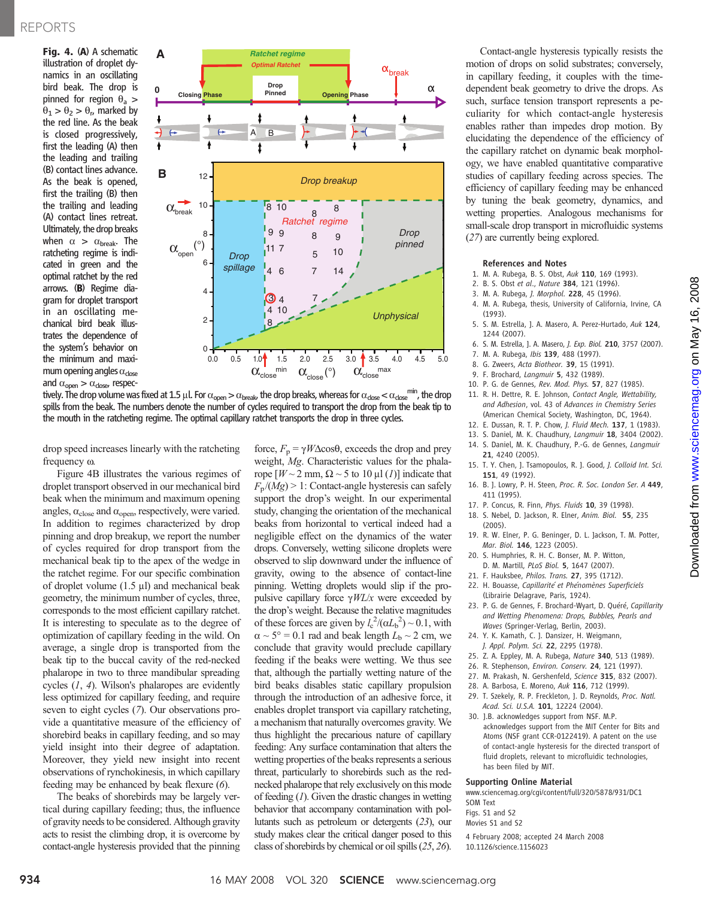**Fig. 4.** (**A**) A schematic illustration of droplet dynamics in an oscillating bird beak. The drop is pinned for region $\theta_a > \theta_1 > \theta_2 > \theta_r$, marked by the red line. As the beak is closed progressively, first the leading (A) then the leading and trailing (B) contact lines advance. As the beak is opened, first the trailing (B) then the trailing and leading (A) contact lines retreat. Ultimately, the drop breaks when $\alpha > \alpha_{break}$. The ratcheting regime is indicated in green and the optimal ratchet by the red arrows. (**B**) Regime diagram for droplet transport in an oscillating mechanical bird beak illustrates the dependence of the system's behavior on the minimum and maximum opening angles $\alpha_{close}$ and $\alpha_{open} > \alpha_{close}$, respectively. The drop volume was fixed at 1.5 μl. For $\alpha_{open} > \alpha_{break}$, the drop breaks, whereas for $\alpha_{close} < \alpha_{close}^{min}$, the drop spills from the beak. The numbers denote the number of cycles required to transport the drop from the beak tip to the mouth in the ratcheting regime. The optimal capillary ratchet transports the drop in three cycles.

drop speed increases linearly with the ratcheting frequency ω.

Figure 4B illustrates the various regimes of droplet transport observed in our mechanical bird beak when the minimum and maximum opening angles, $\alpha_{close}$ and $\alpha_{open}$, respectively, were varied. In addition to regimes characterized by drop pinning and drop breakup, we report the number of cycles required for drop transport from the mechanical beak tip to the apex of the wedge in the ratchet regime. For our specific combination of droplet volume (1.5 μl) and mechanical beak geometry, the minimum number of cycles, three, corresponds to the most efficient capillary ratchet. It is interesting to speculate as to the degree of optimization of capillary feeding in the wild. On average, a single drop is transported from the beak tip to the buccal cavity of the red-necked phalarope in two to three mandibular spreading cycles (*1*, *4*). Wilson's phalaropes are evidently less optimized for capillary feeding, and require seven to eight cycles (*7*). Our observations provide a quantitative measure of the efficiency of shorebird beaks in capillary feeding, and so may yield insight into their degree of adaptation. Moreover, they yield new insight into recent observations of rynchokinesis, in which capillary feeding may be enhanced by beak flexure (*6*).

The beaks of shorebirds may be largely vertical during capillary feeding; thus, the influence of gravity needs to be considered. Although gravity acts to resist the climbing drop, it is overcome by contact-angle hysteresis provided that the pinning force, $F_p = \gamma W \Delta\cos\theta$, exceeds the drop and prey weight, $Mg$. Characteristic values for the phalarope [$W \sim 2$ mm, $\Omega \sim 5$ to 10 μl (*1*)] indicate that $F_p/(Mg) > 1$: Contact-angle hysteresis can safely support the drop's weight. In our experimental study, changing the orientation of the mechanical beaks from horizontal to vertical indeed had a negligible effect on the dynamics of the water drops. Conversely, wetting silicone droplets were observed to slip downward under the influence of gravity, owing to the absence of contact-line pinning. Wetting droplets would slip if the propulsive capillary force $\gamma WL/x$ were exceeded by the drop's weight. Because the relative magnitudes of these forces are given by $l_c^2/(\alpha L_b^2) \sim 0.1$, with $\alpha \sim 5° = 0.1$ rad and beak length $L_b \sim 2$ cm, we conclude that gravity would preclude capillary feeding if the beaks were wetting. We thus see that, although the partially wetting nature of the bird beaks disables static capillary propulsion through the introduction of an adhesive force, it enables droplet transport via capillary ratcheting, a mechanism that naturally overcomes gravity. We thus highlight the precarious nature of capillary feeding: Any surface contamination that alters the wetting properties of the beaks represents a serious threat, particularly to shorebirds such as the red-necked phalarope that rely exclusively on this mode of feeding (*1*). Given the drastic changes in wetting behavior that accompany contamination with pollutants such as petroleum or detergents (*23*), our study makes clear the critical danger posed to this class of shorebirds by chemical or oil spills (*25*, *26*).

Contact-angle hysteresis typically resists the motion of drops on solid substrates; conversely, in capillary feeding, it couples with the time-dependent beak geometry to drive the drops. As such, surface tension transport represents a peculiarity for which contact-angle hysteresis enables rather than impedes drop motion. By elucidating the dependence of the efficiency of the capillary ratchet on dynamic beak morphology, we have enabled quantitative comparative studies of capillary feeding across species. The efficiency of capillary feeding may be enhanced by tuning the beak geometry, dynamics, and wetting properties. Analogous mechanisms for small-scale drop transport in microfluidic systems (*27*) are currently being explored.

## References and Notes

1. M. A. Rubega, B. S. Obst, *Auk* **110**, 169 (1993).
2. B. S. Obst *et al.*, *Nature* **384**, 121 (1996).
3. M. A. Rubega, *J. Morphol.* **228**, 45 (1996).
4. M. A. Rubega, thesis, University of California, Irvine, CA (1993).
5. S. M. Estrella, J. A. Masero, A. Perez-Hurtado, *Auk* **124**, 1244 (2007).
6. S. M. Estrella, J. A. Masero, *J. Exp. Biol.* **210**, 3757 (2007).
7. M. A. Rubega, *Ibis* **139**, 488 (1997).
8. G. Zweers, *Acta Biotheor.* **39**, 15 (1991).
9. F. Brochard, *Langmuir* **5**, 432 (1989).
10. P. G. de Gennes, *Rev. Mod. Phys.* **57**, 827 (1985).
11. R. H. Dettre, R. E. Johnson, *Contact Angle, Wettability, and Adhesion*, vol. 43 of *Advances in Chemistry Series* (American Chemical Society, Washington, DC, 1964).
12. E. Dussan, R. T. P. Chow, *J. Fluid Mech.* **137**, 1 (1983).
13. S. Daniel, M. K. Chaudhury, *Langmuir* **18**, 3404 (2002).
14. S. Daniel, M. K. Chaudhury, P.-G. de Gennes, *Langmuir* **21**, 4240 (2005).
15. T. Y. Chen, J. Tsamopoulos, R. J. Good, *J. Colloid Int. Sci.* **151**, 49 (1992).
16. B. J. Lowry, P. H. Steen, *Proc. R. Soc. London Ser. A* **449**, 411 (1995).
17. P. Concus, R. Finn, *Phys. Fluids* **10**, 39 (1998).
18. S. Nebel, D. Jackson, R. Elner, *Anim. Biol.* **55**, 235 (2005).
19. R. W. Elner, P. G. Beninger, D. L. Jackson, T. M. Potter, *Mar. Biol.* **146**, 1223 (2005).
20. S. Humphries, R. H. C. Bonser, M. P. Witton, D. M. Martill, *PLoS Biol.* **5**, 1647 (2007).
21. F. Hauksbee, *Philos. Trans.* **27**, 395 (1712).
22. H. Bouasse, *Capillarité et Phénomènes Superficiels* (Librairie Delagrave, Paris, 1924).
23. P. G. de Gennes, F. Brochard-Wyart, D. Quéré, *Capillarity and Wetting Phenomena: Drops, Bubbles, Pearls and Waves* (Springer-Verlag, Berlin, 2003).
24. Y. K. Kamath, C. J. Dansizer, H. Weigmann, *J. Appl. Polym. Sci.* **22**, 2295 (1978).
25. C. A. Eppley, M. A. Rubega, *Nature* **340**, 513 (1989).
26. R. Stephenson, *Environ. Conserv.* **24**, 121 (1997).
27. M. Prakash, N. Gershenfeld, *Science* **315**, 832 (2007).
28. A. Barbosa, E. Moreno, *Auk* **116**, 712 (1999).
29. T. Szekely, R. P. Freckleton, J. D. Reynolds, *Proc. Natl. Acad. Sci. U.S.A.* **101**, 12224 (2004).
30. J.B. acknowledges support from NSF. M.P. acknowledges support from the MIT Center for Bits and Atoms (NSF grant CCR-0122419). A patent on the use of contact-angle hysteresis for the directed transport of fluid droplets, relevant to microfluidic technologies, has been filed by MIT.

### Supporting Online Material

www.sciencemag.org/cgi/content/full/320/5878/931/DC1
SOM Text
Figs. S1 and S2
Movies S1 and S2

4 February 2008; accepted 24 March 2008
10.1126/science.1156023